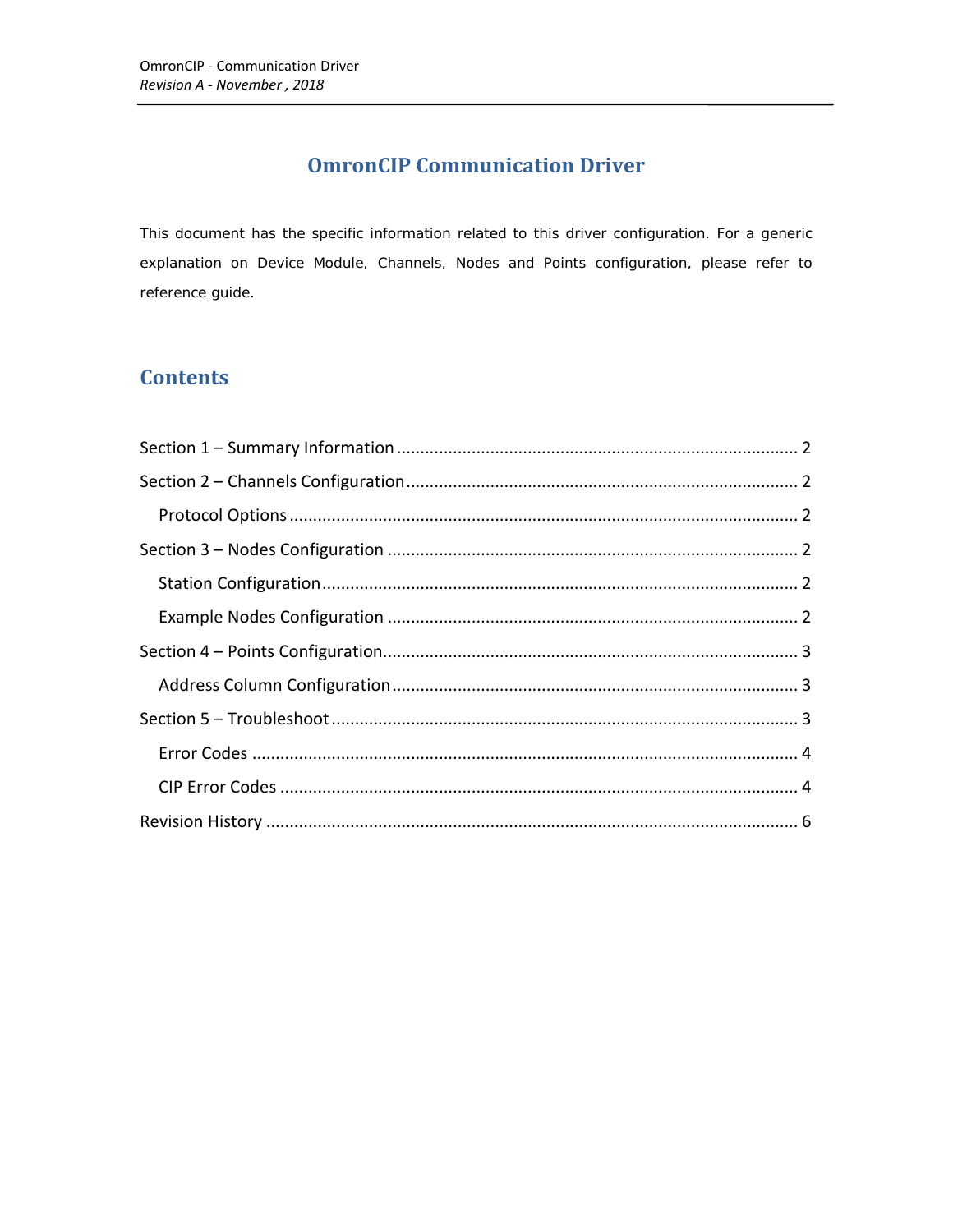# OmronCIP Communication Driver

This document has the specific information related to this driver configuration. For a generic explanation on Device Module, Channels, Nodes and Points configuration, please refer to reference guide.

## Contents

- Section 1 – Summary Information ..... 2
- Section 2 – Channels Configuration ..... 2
  - Protocol Options ..... 2
- Section 3 – Nodes Configuration ..... 2
  - Station Configuration ..... 2
  - Example Nodes Configuration ..... 2
- Section 4 – Points Configuration ..... 3
  - Address Column Configuration ..... 3
- Section 5 – Troubleshoot ..... 3
  - Error Codes ..... 4
  - CIP Error Codes ..... 4
- Revision History ..... 6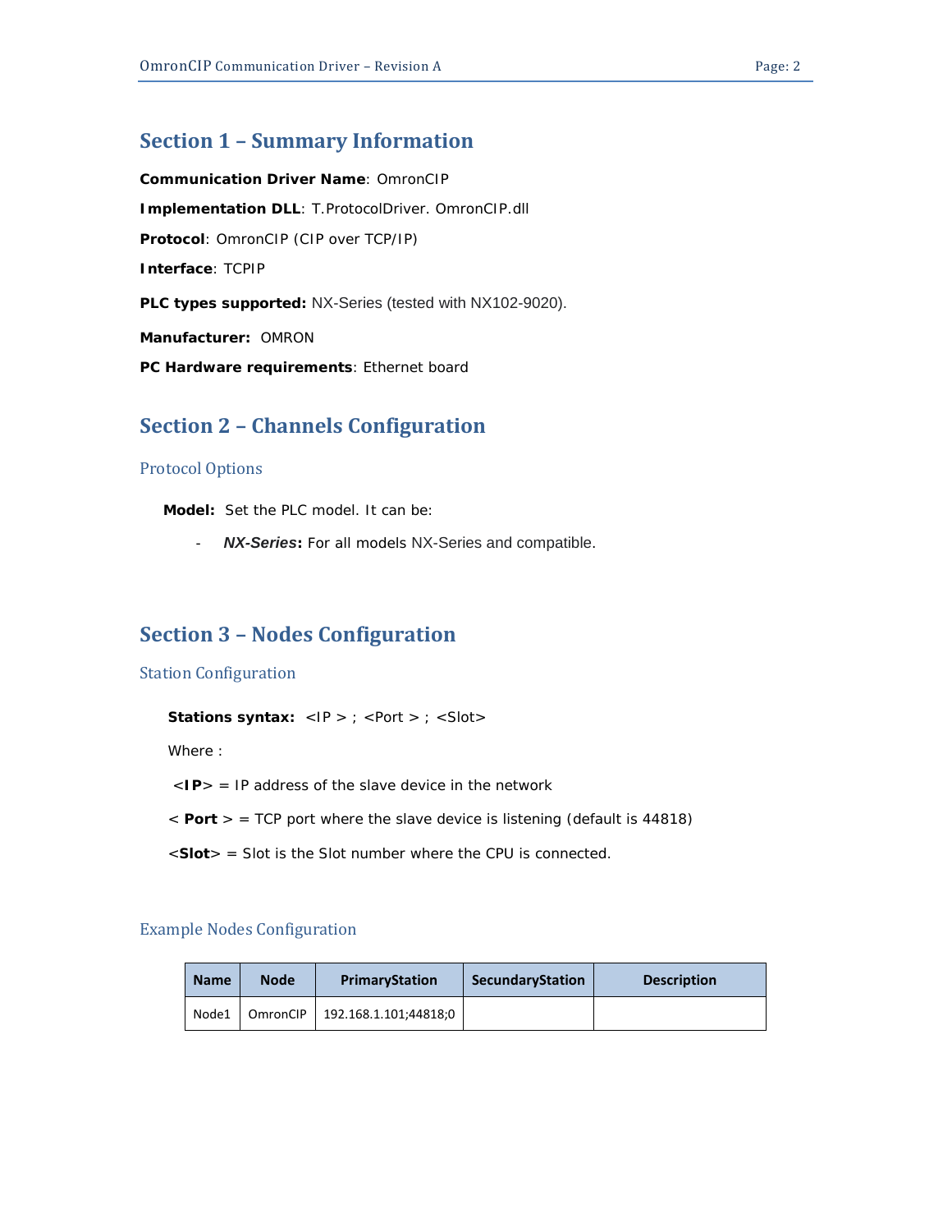# Section 1 – Summary Information

**Communication Driver Name**: OmronCIP

**Implementation DLL**: T.ProtocolDriver. OmronCIP.dll

**Protocol**: OmronCIP (CIP over TCP/IP)

**Interface**: TCPIP

**PLC types supported:** NX-Series (tested with NX102-9020).

**Manufacturer:** OMRON

**PC Hardware requirements**: Ethernet board

# Section 2 – Channels Configuration

## Protocol Options

**Model:** Set the PLC model. It can be:

- ***NX-Series*:** For all models NX-Series and compatible.

# Section 3 – Nodes Configuration

## Station Configuration

**Stations syntax:** <IP > ; <Port > ; <Slot>

Where :

<**IP**> = IP address of the slave device in the network

< **Port** > = TCP port where the slave device is listening (default is 44818)

<**Slot**> = Slot is the Slot number where the CPU is connected.

## Example Nodes Configuration

| Name | Node | PrimaryStation | SecundaryStation | Description |
|---|---|---|---|---|
| Node1 | OmronCIP | 192.168.1.101;44818;0 | | |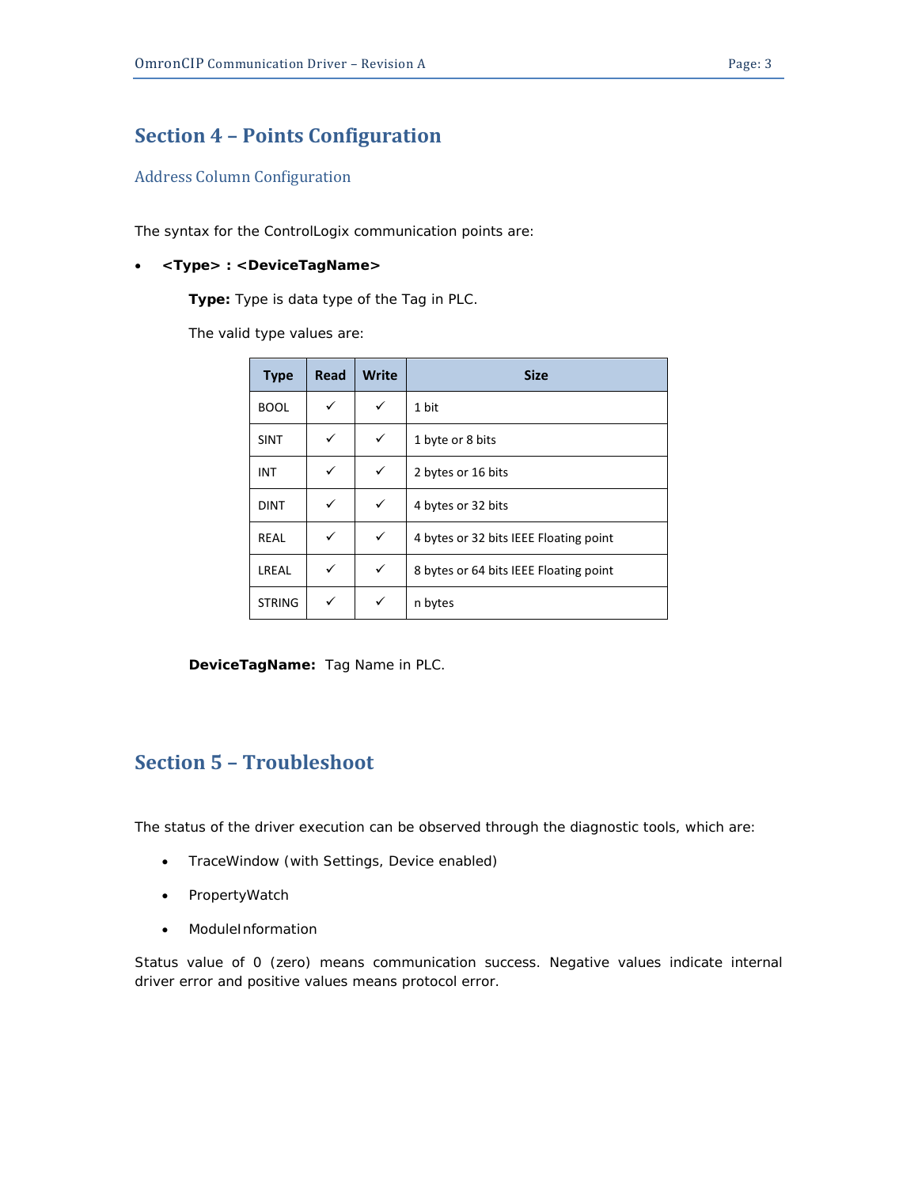## Section 4 – Points Configuration

### Address Column Configuration

The syntax for the ControlLogix communication points are:

- **<Type> : <DeviceTagName>**

  **Type:** Type is data type of the Tag in PLC.

  The valid type values are:

| Type | Read | Write | Size |
| --- | --- | --- | --- |
| BOOL | ✓ | ✓ | 1 bit |
| SINT | ✓ | ✓ | 1 byte or 8 bits |
| INT | ✓ | ✓ | 2 bytes or 16 bits |
| DINT | ✓ | ✓ | 4 bytes or 32 bits |
| REAL | ✓ | ✓ | 4 bytes or 32 bits IEEE Floating point |
| LREAL | ✓ | ✓ | 8 bytes or 64 bits IEEE Floating point |
| STRING | ✓ | ✓ | n bytes |

  **DeviceTagName:** Tag Name in PLC.

## Section 5 – Troubleshoot

The status of the driver execution can be observed through the diagnostic tools, which are:

- TraceWindow (with Settings, Device enabled)
- PropertyWatch
- ModuleInformation

Status value of 0 (zero) means communication success. Negative values indicate internal driver error and positive values means protocol error.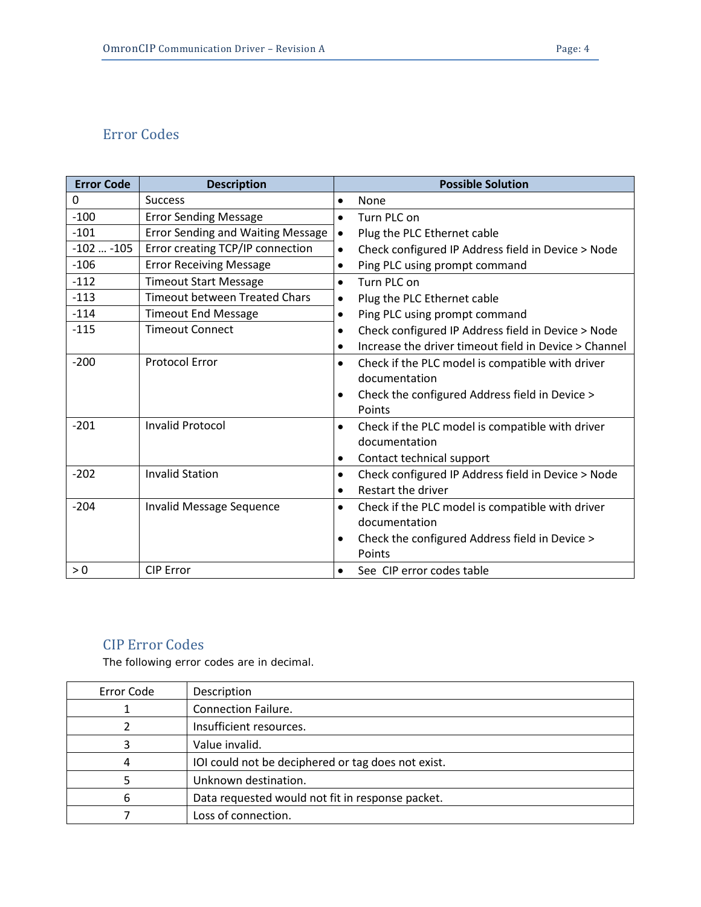## Error Codes

| Error Code | Description | Possible Solution |
|---|---|---|
| 0 | Success | • None |
| -100 | Error Sending Message | • Turn PLC on<br>• Plug the PLC Ethernet cable<br>• Check configured IP Address field in Device > Node<br>• Ping PLC using prompt command |
| -101 | Error Sending and Waiting Message | |
| -102 … -105 | Error creating TCP/IP connection | |
| -106 | Error Receiving Message | |
| -112 | Timeout Start Message | • Turn PLC on<br>• Plug the PLC Ethernet cable<br>• Ping PLC using prompt command<br>• Check configured IP Address field in Device > Node<br>• Increase the driver timeout field in Device > Channel |
| -113 | Timeout between Treated Chars | |
| -114 | Timeout End Message | |
| -115 | Timeout Connect | |
| -200 | Protocol Error | • Check if the PLC model is compatible with driver documentation<br>• Check the configured Address field in Device > Points |
| -201 | Invalid Protocol | • Check if the PLC model is compatible with driver documentation<br>• Contact technical support |
| -202 | Invalid Station | • Check configured IP Address field in Device > Node<br>• Restart the driver |
| -204 | Invalid Message Sequence | • Check if the PLC model is compatible with driver documentation<br>• Check the configured Address field in Device > Points |
| > 0 | CIP Error | • See CIP error codes table |

## CIP Error Codes

The following error codes are in decimal.

| Error Code | Description |
|---|---|
| 1 | Connection Failure. |
| 2 | Insufficient resources. |
| 3 | Value invalid. |
| 4 | IOI could not be deciphered or tag does not exist. |
| 5 | Unknown destination. |
| 6 | Data requested would not fit in response packet. |
| 7 | Loss of connection. |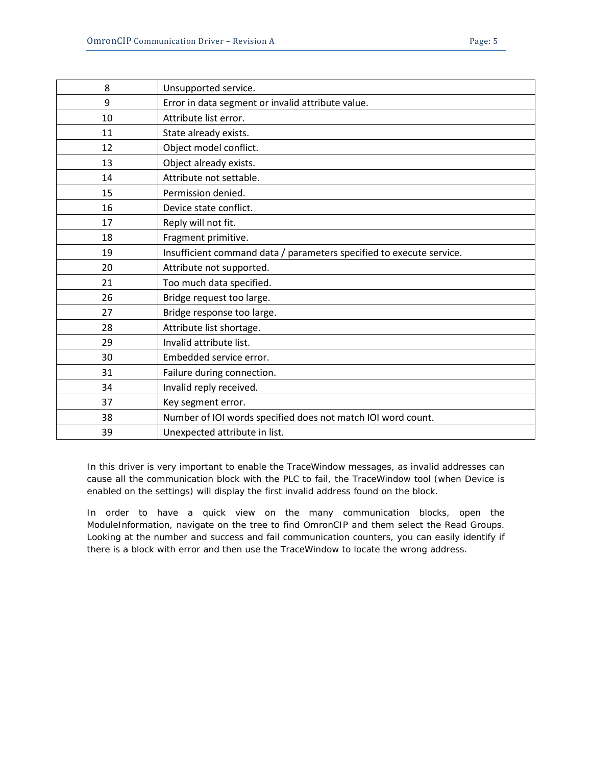| 8 | Unsupported service. |
|---|---|
| 9 | Error in data segment or invalid attribute value. |
| 10 | Attribute list error. |
| 11 | State already exists. |
| 12 | Object model conflict. |
| 13 | Object already exists. |
| 14 | Attribute not settable. |
| 15 | Permission denied. |
| 16 | Device state conflict. |
| 17 | Reply will not fit. |
| 18 | Fragment primitive. |
| 19 | Insufficient command data / parameters specified to execute service. |
| 20 | Attribute not supported. |
| 21 | Too much data specified. |
| 26 | Bridge request too large. |
| 27 | Bridge response too large. |
| 28 | Attribute list shortage. |
| 29 | Invalid attribute list. |
| 30 | Embedded service error. |
| 31 | Failure during connection. |
| 34 | Invalid reply received. |
| 37 | Key segment error. |
| 38 | Number of IOI words specified does not match IOI word count. |
| 39 | Unexpected attribute in list. |

In this driver is very important to enable the TraceWindow messages, as invalid addresses can cause all the communication block with the PLC to fail, the TraceWindow tool (when Device is enabled on the settings) will display the first invalid address found on the block.

In order to have a quick view on the many communication blocks, open the ModuleInformation, navigate on the tree to find OmronCIP and them select the Read Groups. Looking at the number and success and fail communication counters, you can easily identify if there is a block with error and then use the TraceWindow to locate the wrong address.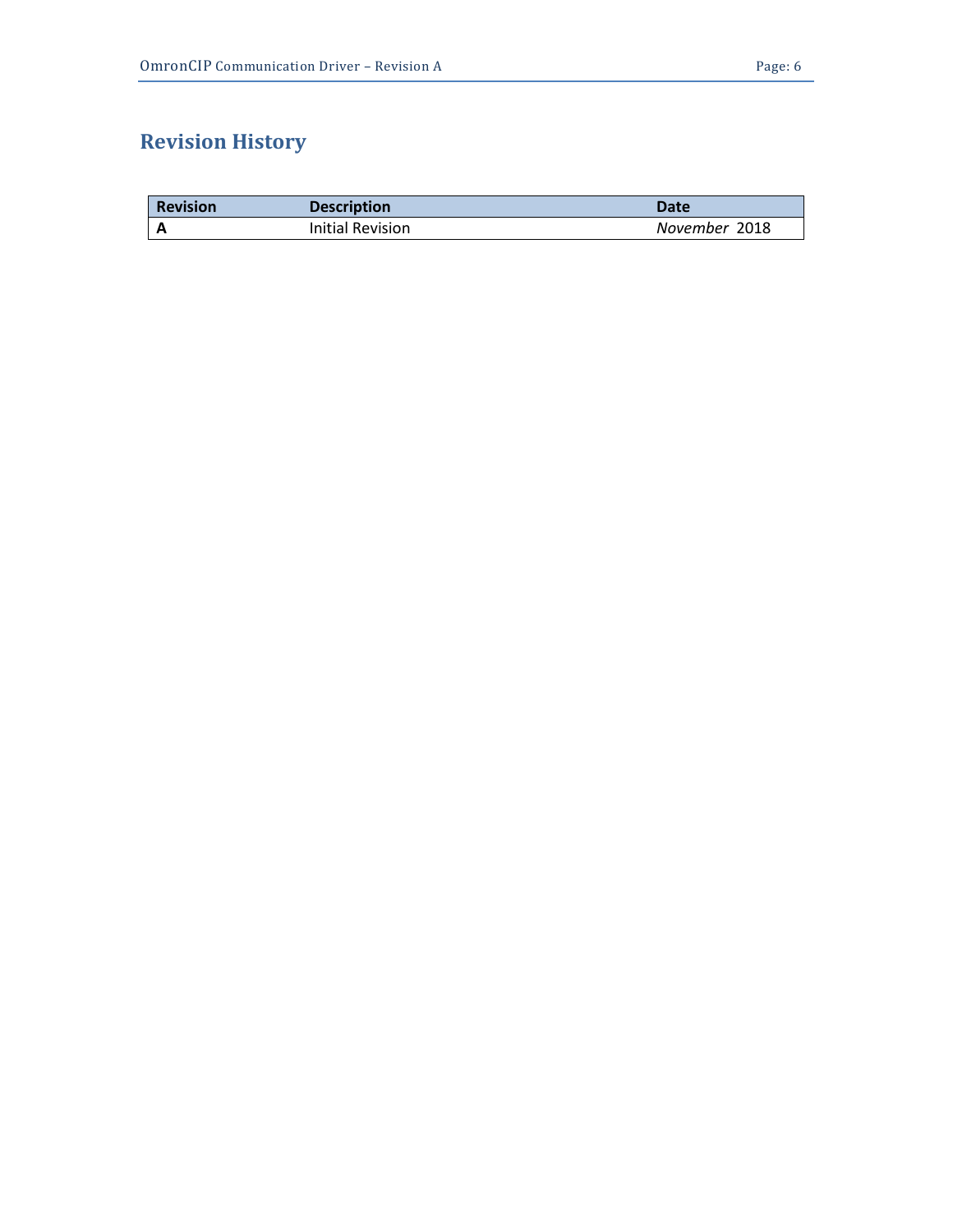# Revision History

| Revision | Description | Date |
|---|---|---|
| **A** | Initial Revision | *November* 2018 |